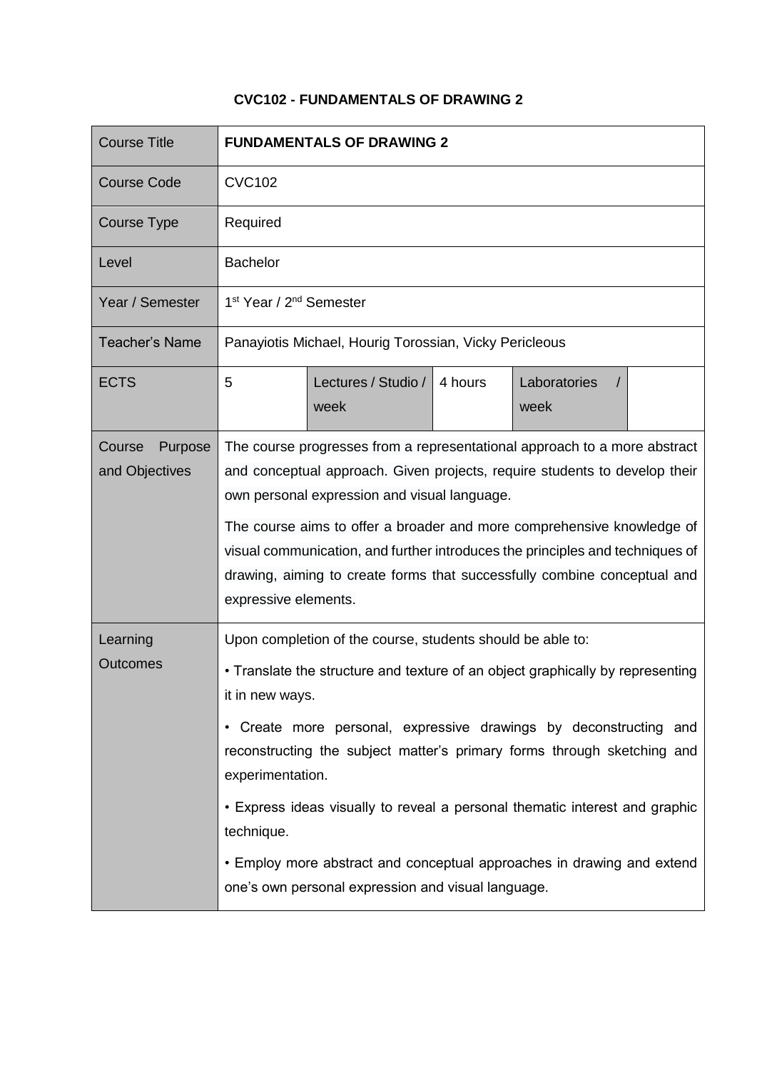# CVC102 - FUNDAMENTALS OF DRAWING 2

| Course Title | **FUNDAMENTALS OF DRAWING 2** | | | | |
|---|---|---|---|---|---|
| Course Code | CVC102 | | | | |
| Course Type | Required | | | | |
| Level | Bachelor | | | | |
| Year / Semester | 1st Year / 2nd Semester | | | | |
| Teacher's Name | Panayiotis Michael, Hourig Torossian, Vicky Pericleous | | | | |
| ECTS | 5 | Lectures / Studio / week | 4 hours | Laboratories / week | |
| Course Purpose and Objectives | The course progresses from a representational approach to a more abstract and conceptual approach. Given projects, require students to develop their own personal expression and visual language.<br><br>The course aims to offer a broader and more comprehensive knowledge of visual communication, and further introduces the principles and techniques of drawing, aiming to create forms that successfully combine conceptual and expressive elements. | | | | |
| Learning Outcomes | Upon completion of the course, students should be able to:<br><br>• Translate the structure and texture of an object graphically by representing it in new ways.<br><br>• Create more personal, expressive drawings by deconstructing and reconstructing the subject matter's primary forms through sketching and experimentation.<br><br>• Express ideas visually to reveal a personal thematic interest and graphic technique.<br><br>• Employ more abstract and conceptual approaches in drawing and extend one's own personal expression and visual language. | | | | |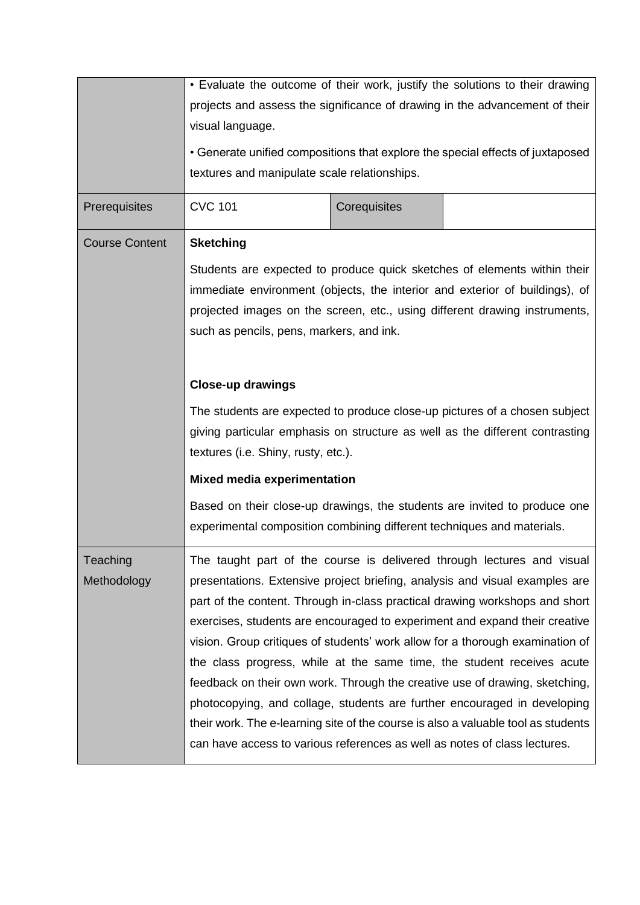| | | | |
|---|---|---|---|
| | • Evaluate the outcome of their work, justify the solutions to their drawing projects and assess the significance of drawing in the advancement of their visual language.<br><br>• Generate unified compositions that explore the special effects of juxtaposed textures and manipulate scale relationships. | | |
| Prerequisites | CVC 101 | Corequisites | |
| Course Content | **Sketching**<br><br>Students are expected to produce quick sketches of elements within their immediate environment (objects, the interior and exterior of buildings), of projected images on the screen, etc., using different drawing instruments, such as pencils, pens, markers, and ink.<br><br>**Close-up drawings**<br><br>The students are expected to produce close-up pictures of a chosen subject giving particular emphasis on structure as well as the different contrasting textures (i.e. Shiny, rusty, etc.).<br><br>**Mixed media experimentation**<br><br>Based on their close-up drawings, the students are invited to produce one experimental composition combining different techniques and materials. | | |
| Teaching Methodology | The taught part of the course is delivered through lectures and visual presentations. Extensive project briefing, analysis and visual examples are part of the content. Through in-class practical drawing workshops and short exercises, students are encouraged to experiment and expand their creative vision. Group critiques of students' work allow for a thorough examination of the class progress, while at the same time, the student receives acute feedback on their own work. Through the creative use of drawing, sketching, photocopying, and collage, students are further encouraged in developing their work. The e-learning site of the course is also a valuable tool as students can have access to various references as well as notes of class lectures. | | |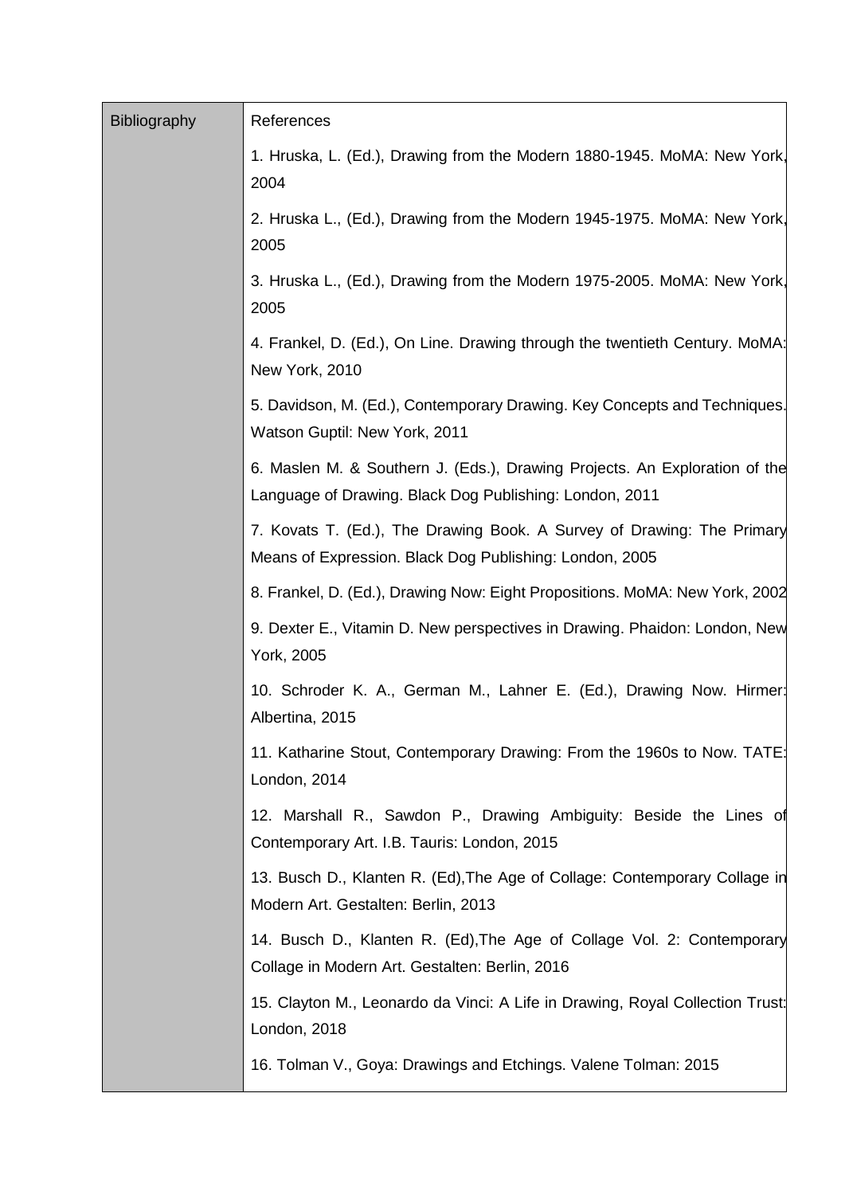| Bibliography | References |
| --- | --- |
| | 1. Hruska, L. (Ed.), Drawing from the Modern 1880-1945. MoMA: New York, 2004 |
| | 2. Hruska L., (Ed.), Drawing from the Modern 1945-1975. MoMA: New York, 2005 |
| | 3. Hruska L., (Ed.), Drawing from the Modern 1975-2005. MoMA: New York, 2005 |
| | 4. Frankel, D. (Ed.), On Line. Drawing through the twentieth Century. MoMA: New York, 2010 |
| | 5. Davidson, M. (Ed.), Contemporary Drawing. Key Concepts and Techniques. Watson Guptil: New York, 2011 |
| | 6. Maslen M. & Southern J. (Eds.), Drawing Projects. An Exploration of the Language of Drawing. Black Dog Publishing: London, 2011 |
| | 7. Kovats T. (Ed.), The Drawing Book. A Survey of Drawing: The Primary Means of Expression. Black Dog Publishing: London, 2005 |
| | 8. Frankel, D. (Ed.), Drawing Now: Eight Propositions. MoMA: New York, 2002 |
| | 9. Dexter E., Vitamin D. New perspectives in Drawing. Phaidon: London, New York, 2005 |
| | 10. Schroder K. A., German M., Lahner E. (Ed.), Drawing Now. Hirmer: Albertina, 2015 |
| | 11. Katharine Stout, Contemporary Drawing: From the 1960s to Now. TATE: London, 2014 |
| | 12. Marshall R., Sawdon P., Drawing Ambiguity: Beside the Lines of Contemporary Art. I.B. Tauris: London, 2015 |
| | 13. Busch D., Klanten R. (Ed),The Age of Collage: Contemporary Collage in Modern Art. Gestalten: Berlin, 2013 |
| | 14. Busch D., Klanten R. (Ed),The Age of Collage Vol. 2: Contemporary Collage in Modern Art. Gestalten: Berlin, 2016 |
| | 15. Clayton M., Leonardo da Vinci: A Life in Drawing, Royal Collection Trust: London, 2018 |
| | 16. Tolman V., Goya: Drawings and Etchings. Valene Tolman: 2015 |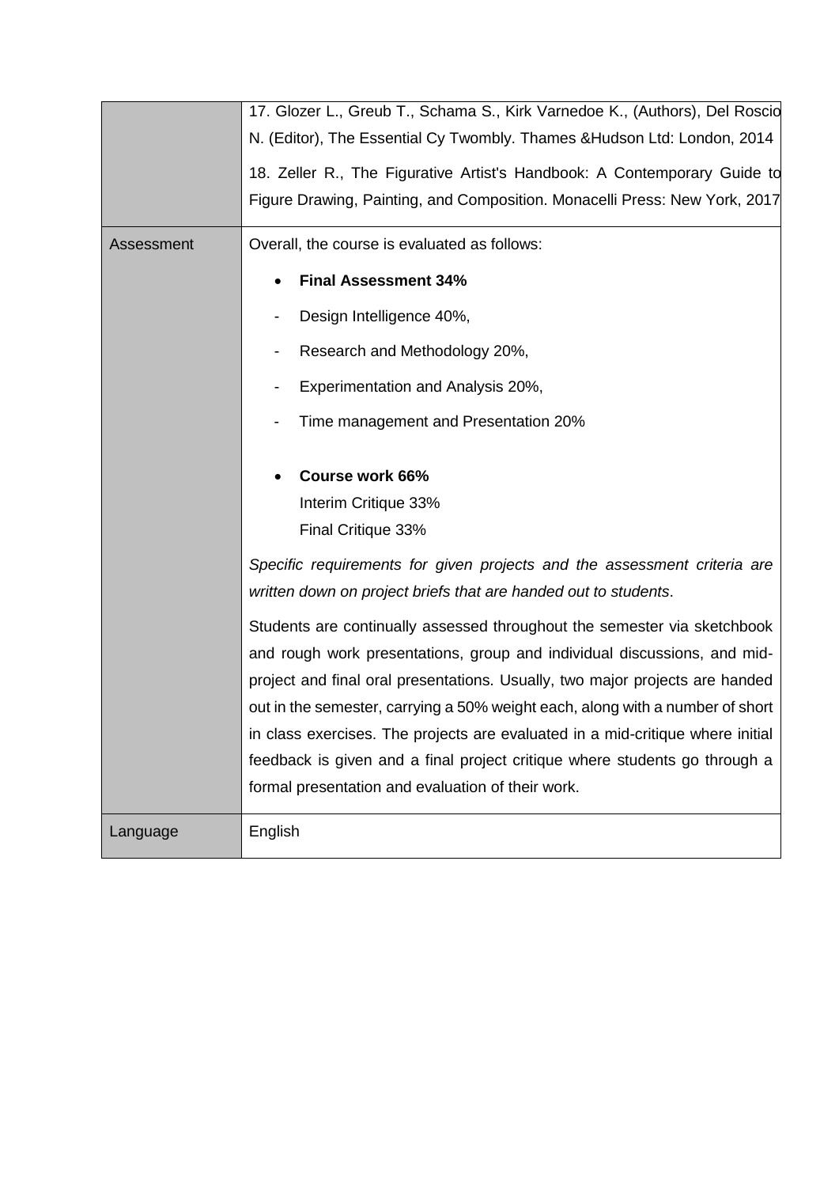| | |
|---|---|
| | 17. Glozer L., Greub T., Schama S., Kirk Varnedoe K., (Authors), Del Roscio N. (Editor), The Essential Cy Twombly. Thames &Hudson Ltd: London, 2014<br><br>18. Zeller R., The Figurative Artist's Handbook: A Contemporary Guide to Figure Drawing, Painting, and Composition. Monacelli Press: New York, 2017 |
| Assessment | Overall, the course is evaluated as follows:<br><br>• **Final Assessment 34%**<br>- Design Intelligence 40%,<br>- Research and Methodology 20%,<br>- Experimentation and Analysis 20%,<br>- Time management and Presentation 20%<br><br>• **Course work 66%**<br>Interim Critique 33%<br>Final Critique 33%<br><br>*Specific requirements for given projects and the assessment criteria are written down on project briefs that are handed out to students*.<br><br>Students are continually assessed throughout the semester via sketchbook and rough work presentations, group and individual discussions, and mid-project and final oral presentations. Usually, two major projects are handed out in the semester, carrying a 50% weight each, along with a number of short in class exercises. The projects are evaluated in a mid-critique where initial feedback is given and a final project critique where students go through a formal presentation and evaluation of their work. |
| Language | English |